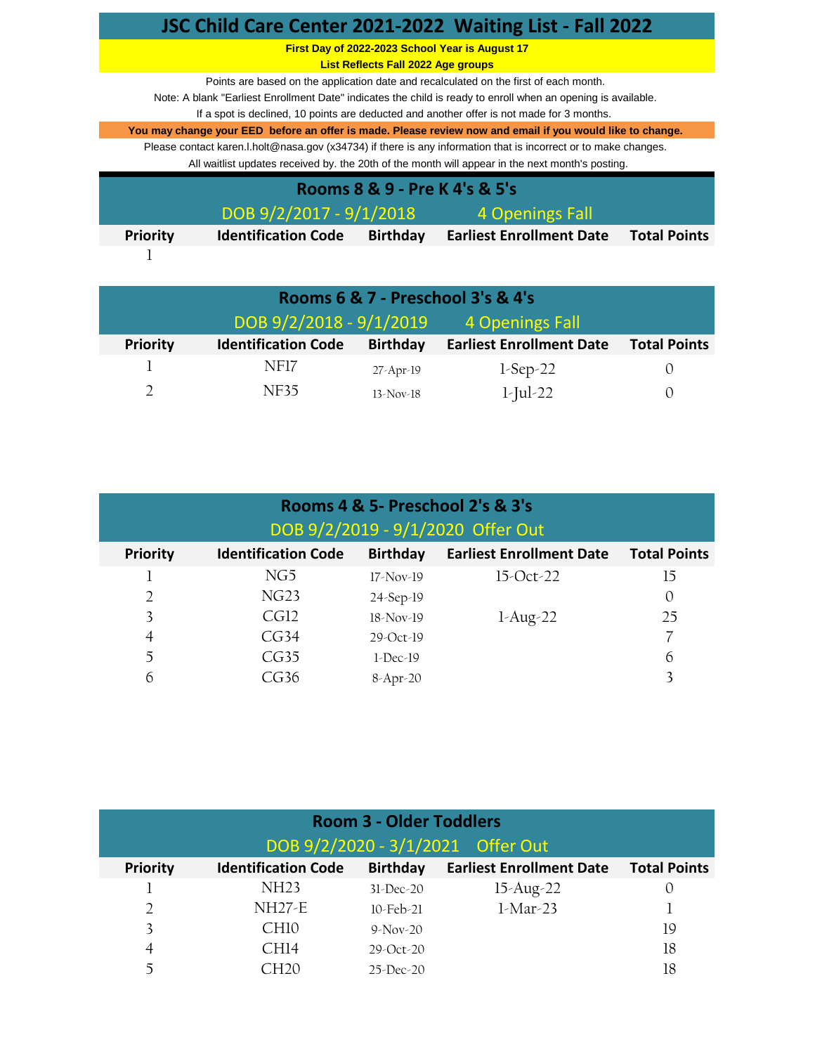# JSC Child Care Center 2021-2022 Waiting List - Fall 2022

**First Day of 2022-2023 School Year is August 17**

**List Reflects Fall 2022 Age groups**

Points are based on the application date and recalculated on the first of each month.

Note: A blank "Earliest Enrollment Date" indicates the child is ready to enroll when an opening is available.

If a spot is declined, 10 points are deducted and another offer is not made for 3 months.

**You may change your EED before an offer is made. Please review now and email if you would like to change.**

Please contact karen.l.holt@nasa.gov (x34734) if there is any information that is incorrect or to make changes.

All waitlist updates received by. the 20th of the month will appear in the next month's posting.

## Rooms 8 & 9 - Pre K 4's & 5's

DOB 9/2/2017 - 9/1/2018 4 Openings Fall

| Priority | Identification Code | Birthday | Earliest Enrollment Date | Total Points |
|---|---|---|---|---|
| 1 | | | | |

## Rooms 6 & 7 - Preschool 3's & 4's

DOB 9/2/2018 - 9/1/2019 4 Openings Fall

| Priority | Identification Code | Birthday | Earliest Enrollment Date | Total Points |
|---|---|---|---|---|
| 1 | NF17 | 27-Apr-19 | 1-Sep-22 | 0 |
| 2 | NF35 | 13-Nov-18 | 1-Jul-22 | 0 |

## Rooms 4 & 5- Preschool 2's & 3's

DOB 9/2/2019 - 9/1/2020 Offer Out

| Priority | Identification Code | Birthday | Earliest Enrollment Date | Total Points |
|---|---|---|---|---|
| 1 | NG5 | 17-Nov-19 | 15-Oct-22 | 15 |
| 2 | NG23 | 24-Sep-19 | | 0 |
| 3 | CG12 | 18-Nov-19 | 1-Aug-22 | 25 |
| 4 | CG34 | 29-Oct-19 | | 7 |
| 5 | CG35 | 1-Dec-19 | | 6 |
| 6 | CG36 | 8-Apr-20 | | 3 |

## Room 3 - Older Toddlers

DOB 9/2/2020 - 3/1/2021 Offer Out

| Priority | Identification Code | Birthday | Earliest Enrollment Date | Total Points |
|---|---|---|---|---|
| 1 | NH23 | 31-Dec-20 | 15-Aug-22 | 0 |
| 2 | NH27-E | 10-Feb-21 | 1-Mar-23 | 1 |
| 3 | CH10 | 9-Nov-20 | | 19 |
| 4 | CH14 | 29-Oct-20 | | 18 |
| 5 | CH20 | 25-Dec-20 | | 18 |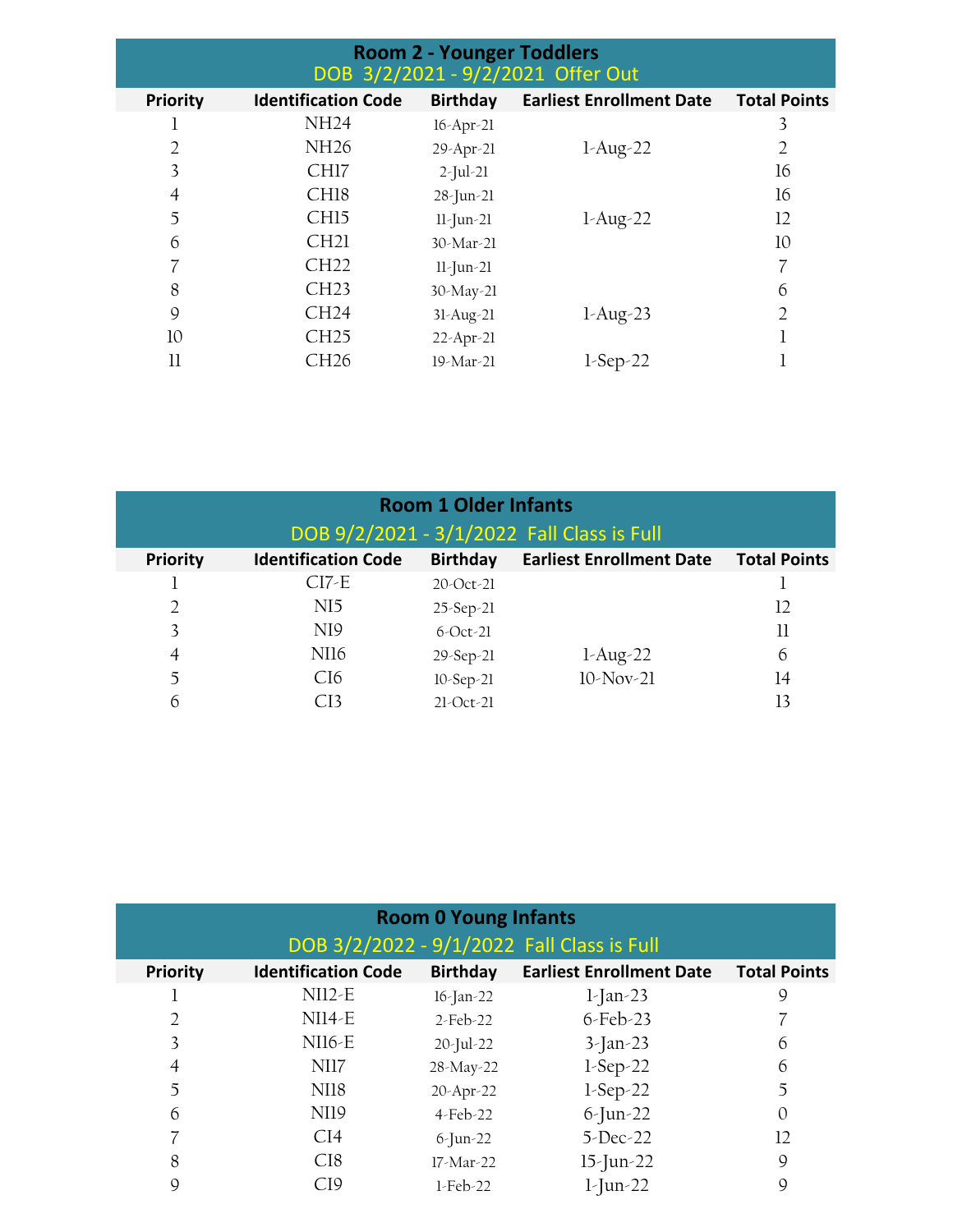## Room 2 - Younger Toddlers

DOB 3/2/2021 - 9/2/2021 Offer Out

| Priority | Identification Code | Birthday | Earliest Enrollment Date | Total Points |
|---|---|---|---|---|
| 1 | NH24 | 16-Apr-21 | | 3 |
| 2 | NH26 | 29-Apr-21 | 1-Aug-22 | 2 |
| 3 | CH17 | 2-Jul-21 | | 16 |
| 4 | CH18 | 28-Jun-21 | | 16 |
| 5 | CH15 | 11-Jun-21 | 1-Aug-22 | 12 |
| 6 | CH21 | 30-Mar-21 | | 10 |
| 7 | CH22 | 11-Jun-21 | | 7 |
| 8 | CH23 | 30-May-21 | | 6 |
| 9 | CH24 | 31-Aug-21 | 1-Aug-23 | 2 |
| 10 | CH25 | 22-Apr-21 | | 1 |
| 11 | CH26 | 19-Mar-21 | 1-Sep-22 | 1 |

## Room 1 Older Infants

DOB 9/2/2021 - 3/1/2022 Fall Class is Full

| Priority | Identification Code | Birthday | Earliest Enrollment Date | Total Points |
|---|---|---|---|---|
| 1 | CI7-E | 20-Oct-21 | | 1 |
| 2 | NI5 | 25-Sep-21 | | 12 |
| 3 | NI9 | 6-Oct-21 | | 11 |
| 4 | NI16 | 29-Sep-21 | 1-Aug-22 | 6 |
| 5 | CI6 | 10-Sep-21 | 10-Nov-21 | 14 |
| 6 | CI3 | 21-Oct-21 | | 13 |

## Room 0 Young Infants

DOB 3/2/2022 - 9/1/2022 Fall Class is Full

| Priority | Identification Code | Birthday | Earliest Enrollment Date | Total Points |
|---|---|---|---|---|
| 1 | NI12-E | 16-Jan-22 | 1-Jan-23 | 9 |
| 2 | NI14-E | 2-Feb-22 | 6-Feb-23 | 7 |
| 3 | NI16-E | 20-Jul-22 | 3-Jan-23 | 6 |
| 4 | NI17 | 28-May-22 | 1-Sep-22 | 6 |
| 5 | NI18 | 20-Apr-22 | 1-Sep-22 | 5 |
| 6 | NI19 | 4-Feb-22 | 6-Jun-22 | 0 |
| 7 | CI4 | 6-Jun-22 | 5-Dec-22 | 12 |
| 8 | CI8 | 17-Mar-22 | 15-Jun-22 | 9 |
| 9 | CI9 | 1-Feb-22 | 1-Jun-22 | 9 |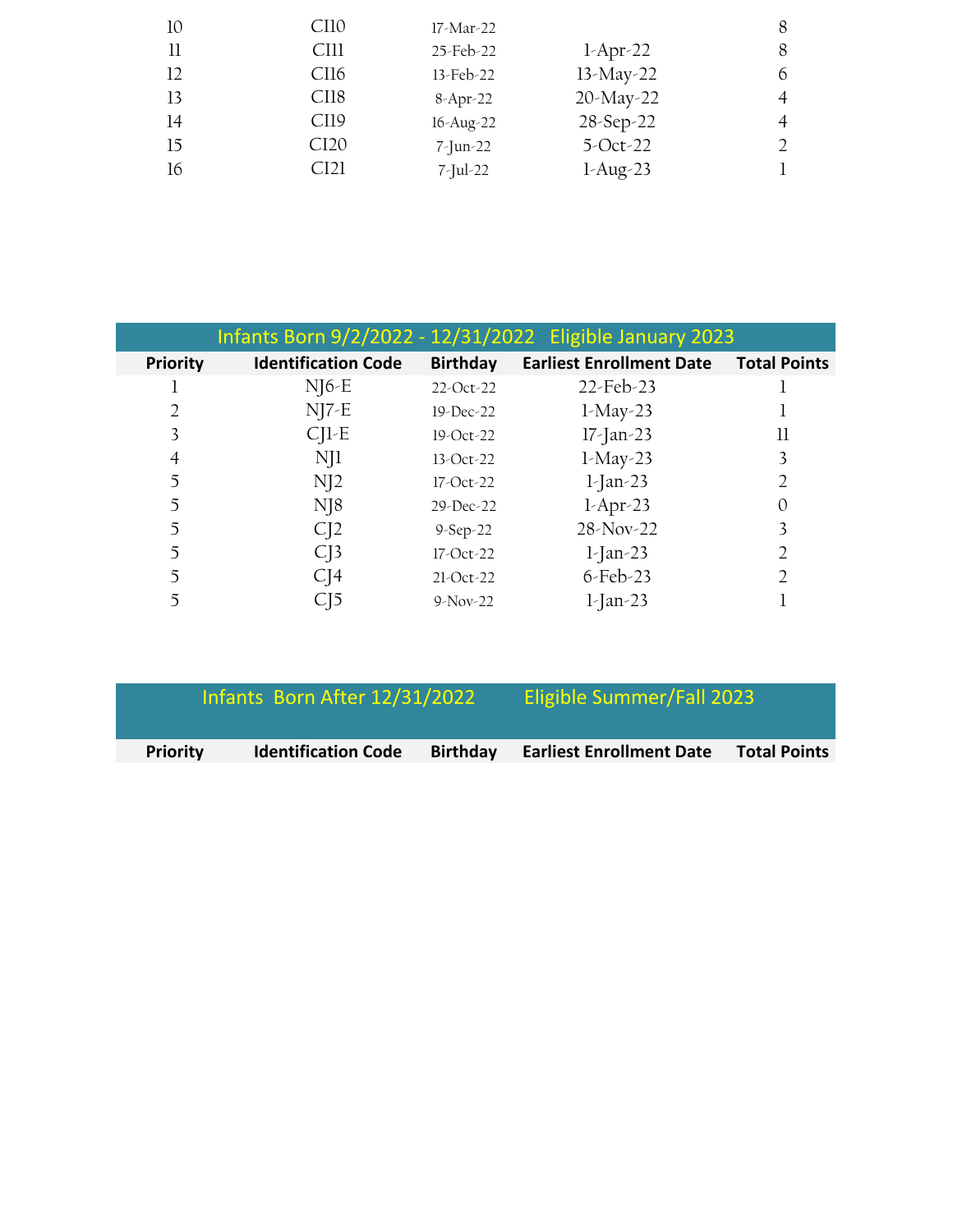| | | | | |
|---|---|---|---|---|
| 10 | CI10 | 17-Mar-22 | | 8 |
| 11 | CI11 | 25-Feb-22 | 1-Apr-22 | 8 |
| 12 | CI16 | 13-Feb-22 | 13-May-22 | 6 |
| 13 | CI18 | 8-Apr-22 | 20-May-22 | 4 |
| 14 | CI19 | 16-Aug-22 | 28-Sep-22 | 4 |
| 15 | CI20 | 7-Jun-22 | 5-Oct-22 | 2 |
| 16 | CI21 | 7-Jul-22 | 1-Aug-23 | 1 |

## Infants Born 9/2/2022 - 12/31/2022 Eligible January 2023

| Priority | Identification Code | Birthday | Earliest Enrollment Date | Total Points |
|---|---|---|---|---|
| 1 | NJ6-E | 22-Oct-22 | 22-Feb-23 | 1 |
| 2 | NJ7-E | 19-Dec-22 | 1-May-23 | 1 |
| 3 | CJ1-E | 19-Oct-22 | 17-Jan-23 | 11 |
| 4 | NJ1 | 13-Oct-22 | 1-May-23 | 3 |
| 5 | NJ2 | 17-Oct-22 | 1-Jan-23 | 2 |
| 5 | NJ8 | 29-Dec-22 | 1-Apr-23 | 0 |
| 5 | CJ2 | 9-Sep-22 | 28-Nov-22 | 3 |
| 5 | CJ3 | 17-Oct-22 | 1-Jan-23 | 2 |
| 5 | CJ4 | 21-Oct-22 | 6-Feb-23 | 2 |
| 5 | CJ5 | 9-Nov-22 | 1-Jan-23 | 1 |

## Infants Born After 12/31/2022 Eligible Summer/Fall 2023

| Priority | Identification Code | Birthday | Earliest Enrollment Date | Total Points |
|---|---|---|---|---|